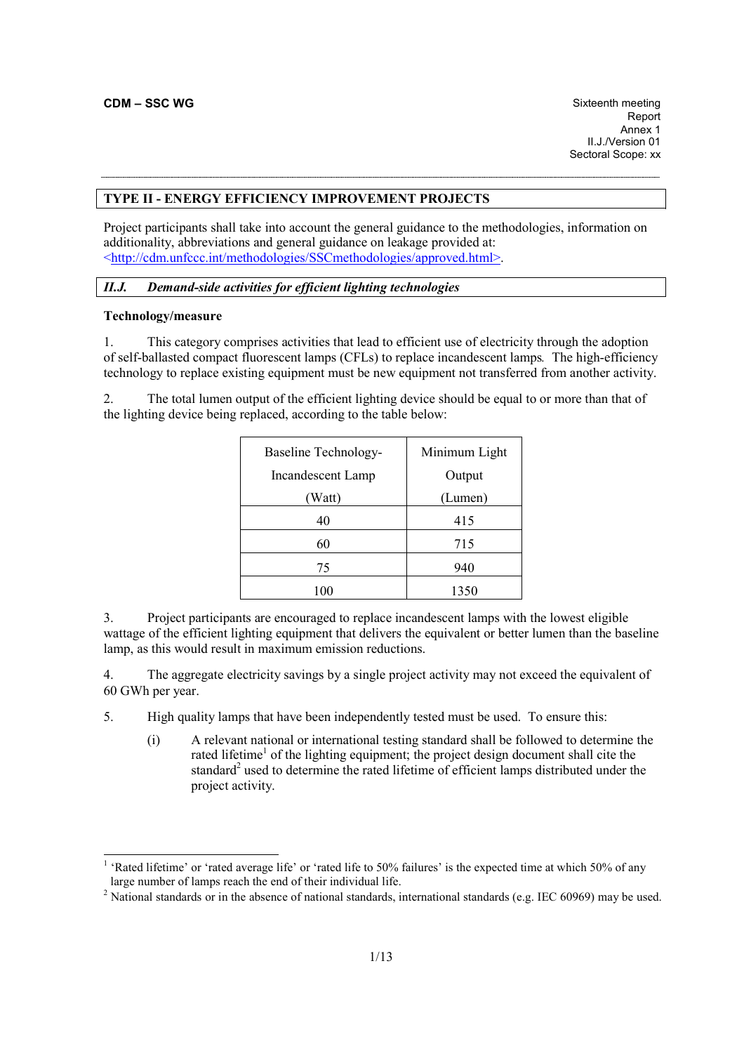**CDM – SSC WG**

Sixteenth meeting
Report
Annex 1
II.J./Version 01
Sectoral Scope: xx

## TYPE II - ENERGY EFFICIENCY IMPROVEMENT PROJECTS

Project participants shall take into account the general guidance to the methodologies, information on additionality, abbreviations and general guidance on leakage provided at: <http://cdm.unfccc.int/methodologies/SSCmethodologies/approved.html>.

## *II.J. Demand-side activities for efficient lighting technologies*

**Technology/measure**

1. This category comprises activities that lead to efficient use of electricity through the adoption of self-ballasted compact fluorescent lamps (CFLs) to replace incandescent lamps. The high-efficiency technology to replace existing equipment must be new equipment not transferred from another activity.

2. The total lumen output of the efficient lighting device should be equal to or more than that of the lighting device being replaced, according to the table below:

| Baseline Technology-Incandescent Lamp (Watt) | Minimum Light Output (Lumen) |
|---|---|
| 40 | 415 |
| 60 | 715 |
| 75 | 940 |
| 100 | 1350 |

3. Project participants are encouraged to replace incandescent lamps with the lowest eligible wattage of the efficient lighting equipment that delivers the equivalent or better lumen than the baseline lamp, as this would result in maximum emission reductions.

4. The aggregate electricity savings by a single project activity may not exceed the equivalent of 60 GWh per year.

5. High quality lamps that have been independently tested must be used. To ensure this:

   (i) A relevant national or international testing standard shall be followed to determine the rated lifetime[1] of the lighting equipment; the project design document shall cite the standard[2] used to determine the rated lifetime of efficient lamps distributed under the project activity.

[1] 'Rated lifetime' or 'rated average life' or 'rated life to 50% failures' is the expected time at which 50% of any large number of lamps reach the end of their individual life.

[2] National standards or in the absence of national standards, international standards (e.g. IEC 60969) may be used.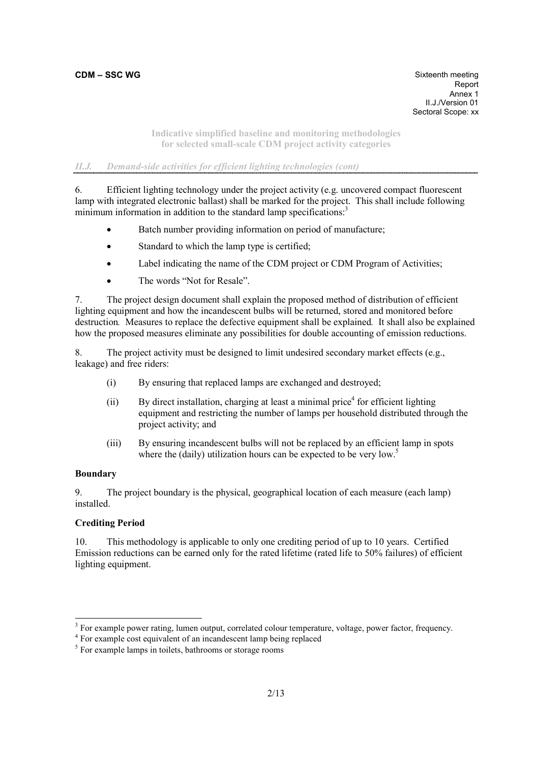**Indicative simplified baseline and monitoring methodologies for selected small-scale CDM project activity categories**

*II.J. Demand-side activities for efficient lighting technologies (cont)*

6. Efficient lighting technology under the project activity (e.g. uncovered compact fluorescent lamp with integrated electronic ballast) shall be marked for the project. This shall include following minimum information in addition to the standard lamp specifications:[3]

- Batch number providing information on period of manufacture;
- Standard to which the lamp type is certified;
- Label indicating the name of the CDM project or CDM Program of Activities;
- The words "Not for Resale".

7. The project design document shall explain the proposed method of distribution of efficient lighting equipment and how the incandescent bulbs will be returned, stored and monitored before destruction*.* Measures to replace the defective equipment shall be explained*.* It shall also be explained how the proposed measures eliminate any possibilities for double accounting of emission reductions.

8. The project activity must be designed to limit undesired secondary market effects (e.g., leakage) and free riders:

(i) By ensuring that replaced lamps are exchanged and destroyed;

(ii) By direct installation, charging at least a minimal price[4] for efficient lighting equipment and restricting the number of lamps per household distributed through the project activity; and

(iii) By ensuring incandescent bulbs will not be replaced by an efficient lamp in spots where the (daily) utilization hours can be expected to be very low.[5]

**Boundary**

9. The project boundary is the physical, geographical location of each measure (each lamp) installed.

**Crediting Period**

10. This methodology is applicable to only one crediting period of up to 10 years. Certified Emission reductions can be earned only for the rated lifetime (rated life to 50% failures) of efficient lighting equipment.

---

[3] For example power rating, lumen output, correlated colour temperature, voltage, power factor, frequency.

[4] For example cost equivalent of an incandescent lamp being replaced

[5] For example lamps in toilets, bathrooms or storage rooms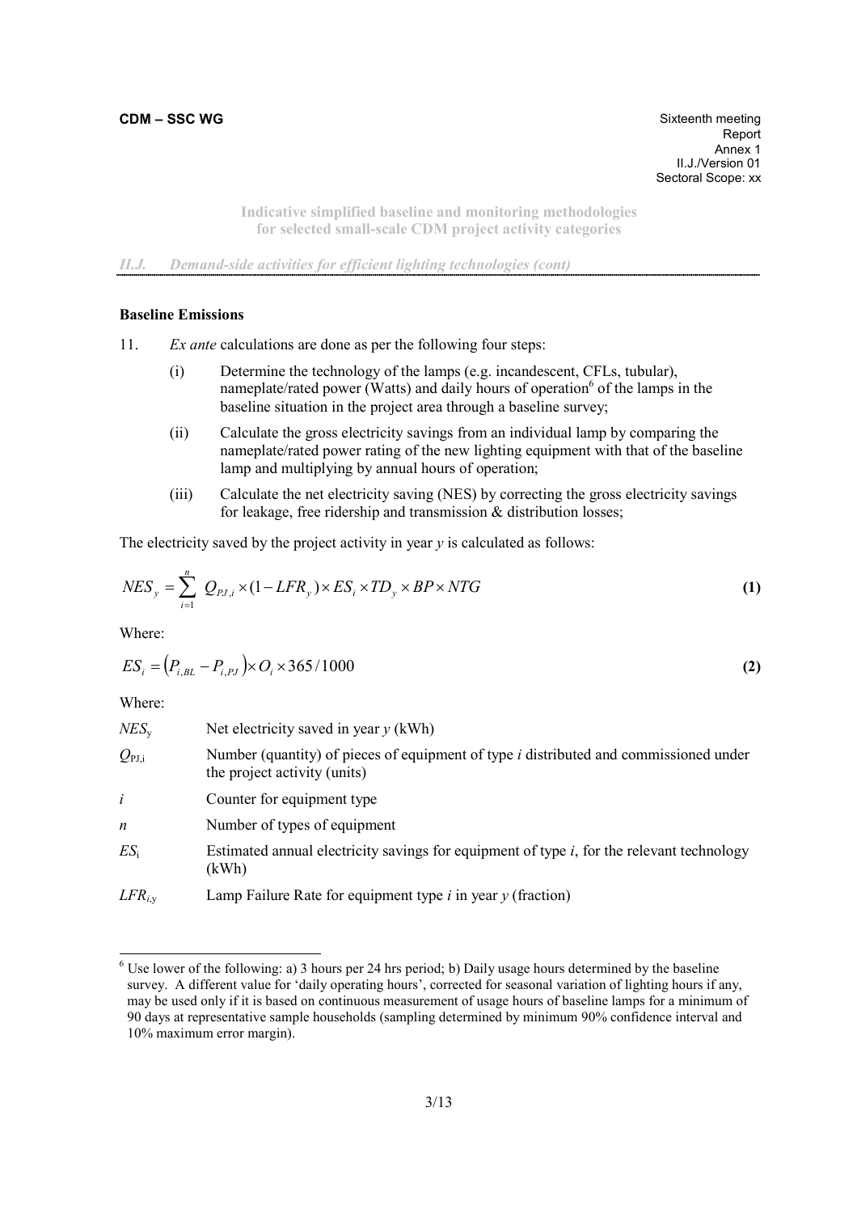**Indicative simplified baseline and monitoring methodologies for selected small-scale CDM project activity categories**

*II.J. Demand-side activities for efficient lighting technologies (cont)*

**Baseline Emissions**

11. *Ex ante* calculations are done as per the following four steps:

   (i) Determine the technology of the lamps (e.g. incandescent, CFLs, tubular), nameplate/rated power (Watts) and daily hours of operation[6] of the lamps in the baseline situation in the project area through a baseline survey;

   (ii) Calculate the gross electricity savings from an individual lamp by comparing the nameplate/rated power rating of the new lighting equipment with that of the baseline lamp and multiplying by annual hours of operation;

   (iii) Calculate the net electricity saving (NES) by correcting the gross electricity savings for leakage, free ridership and transmission & distribution losses;

The electricity saved by the project activity in year $y$ is calculated as follows:

$$NES_y = \sum_{i=1}^{n} Q_{PJ,i} \times (1 - LFR_y) \times ES_i \times TD_y \times BP \times NTG \quad \textbf{(1)}$$

Where:

$$ES_i = \left(P_{i,BL} - P_{i,PJ}\right) \times O_i \times 365/1000 \quad \textbf{(2)}$$

Where:

| | |
|---|---|
| $NES_y$ | Net electricity saved in year $y$ (kWh) |
| $Q_{PJ,i}$ | Number (quantity) of pieces of equipment of type $i$ distributed and commissioned under the project activity (units) |
| $i$ | Counter for equipment type |
| $n$ | Number of types of equipment |
| $ES_i$ | Estimated annual electricity savings for equipment of type $i$, for the relevant technology (kWh) |
| $LFR_{i,y}$ | Lamp Failure Rate for equipment type $i$ in year $y$ (fraction) |

[6] Use lower of the following: a) 3 hours per 24 hrs period; b) Daily usage hours determined by the baseline survey. A different value for 'daily operating hours', corrected for seasonal variation of lighting hours if any, may be used only if it is based on continuous measurement of usage hours of baseline lamps for a minimum of 90 days at representative sample households (sampling determined by minimum 90% confidence interval and 10% maximum error margin).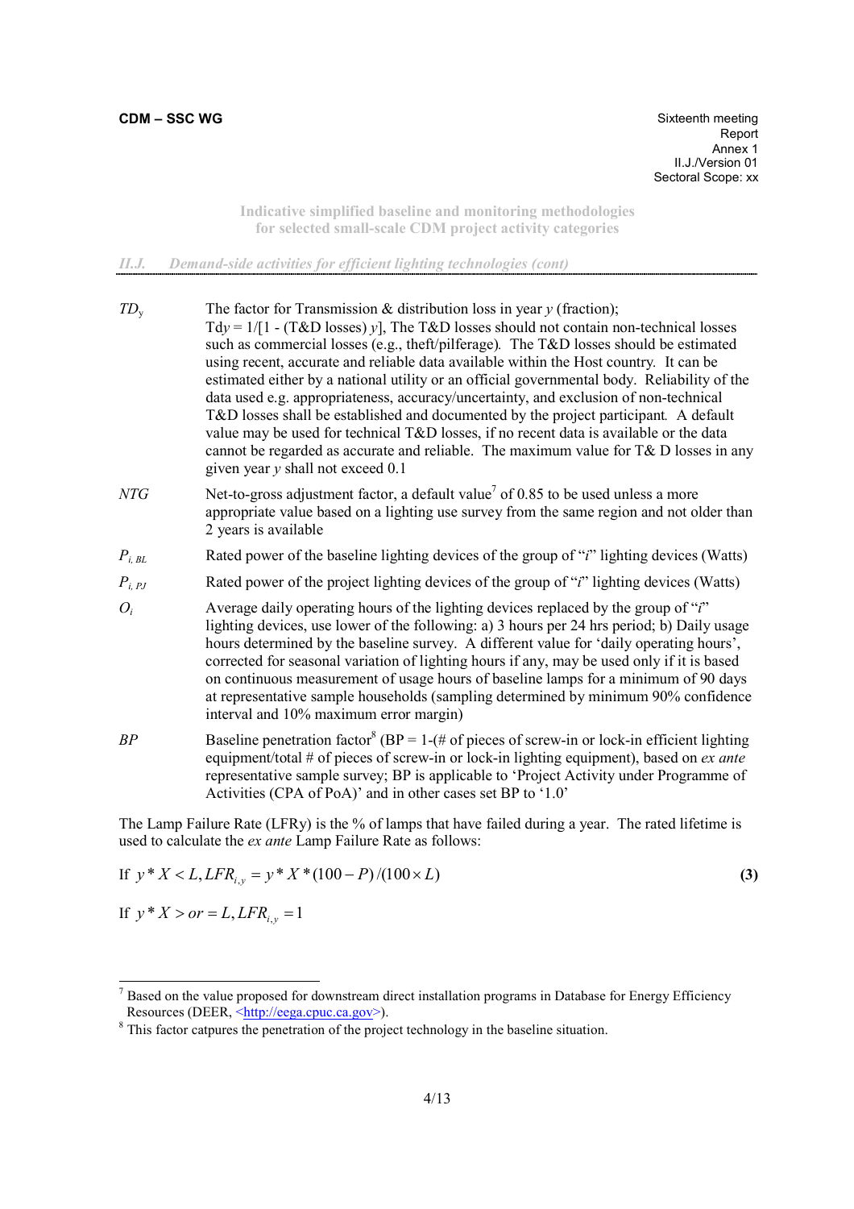## II.J. Demand-side activities for efficient lighting technologies (cont)

| | |
|---|---|
| $TD_y$ | The factor for Transmission & distribution loss in year *y* (fraction); $Tdy = 1/[1 - (T\&D\ losses)\ y]$, The T&D losses should not contain non-technical losses such as commercial losses (e.g., theft/pilferage). The T&D losses should be estimated using recent, accurate and reliable data available within the Host country. It can be estimated either by a national utility or an official governmental body. Reliability of the data used e.g. appropriateness, accuracy/uncertainty, and exclusion of non-technical T&D losses shall be established and documented by the project participant. A default value may be used for technical T&D losses, if no recent data is available or the data cannot be regarded as accurate and reliable. The maximum value for T& D losses in any given year *y* shall not exceed 0.1 |
| $NTG$ | Net-to-gross adjustment factor, a default value[7] of 0.85 to be used unless a more appropriate value based on a lighting use survey from the same region and not older than 2 years is available |
| $P_{i,\ BL}$ | Rated power of the baseline lighting devices of the group of "*i*" lighting devices (Watts) |
| $P_{i,\ PJ}$ | Rated power of the project lighting devices of the group of "*i*" lighting devices (Watts) |
| $O_i$ | Average daily operating hours of the lighting devices replaced by the group of "*i*" lighting devices, use lower of the following: a) 3 hours per 24 hrs period; b) Daily usage hours determined by the baseline survey. A different value for 'daily operating hours', corrected for seasonal variation of lighting hours if any, may be used only if it is based on continuous measurement of usage hours of baseline lamps for a minimum of 90 days at representative sample households (sampling determined by minimum 90% confidence interval and 10% maximum error margin) |
| $BP$ | Baseline penetration factor[8] (BP = 1-(# of pieces of screw-in or lock-in efficient lighting equipment/total # of pieces of screw-in or lock-in lighting equipment), based on *ex ante* representative sample survey; BP is applicable to 'Project Activity under Programme of Activities (CPA of PoA)' and in other cases set BP to '1.0' |

The Lamp Failure Rate (LFRy) is the % of lamps that have failed during a year. The rated lifetime is used to calculate the *ex ante* Lamp Failure Rate as follows:

$$\text{If } y * X < L, LFR_{i,y} = y * X * (100 - P)/(100 \times L) \tag{3}$$

$$\text{If } y * X > or = L, LFR_{i,y} = 1$$

---

[7] Based on the value proposed for downstream direct installation programs in Database for Energy Efficiency Resources (DEER, <http://eega.cpuc.ca.gov>).

[8] This factor catpures the penetration of the project technology in the baseline situation.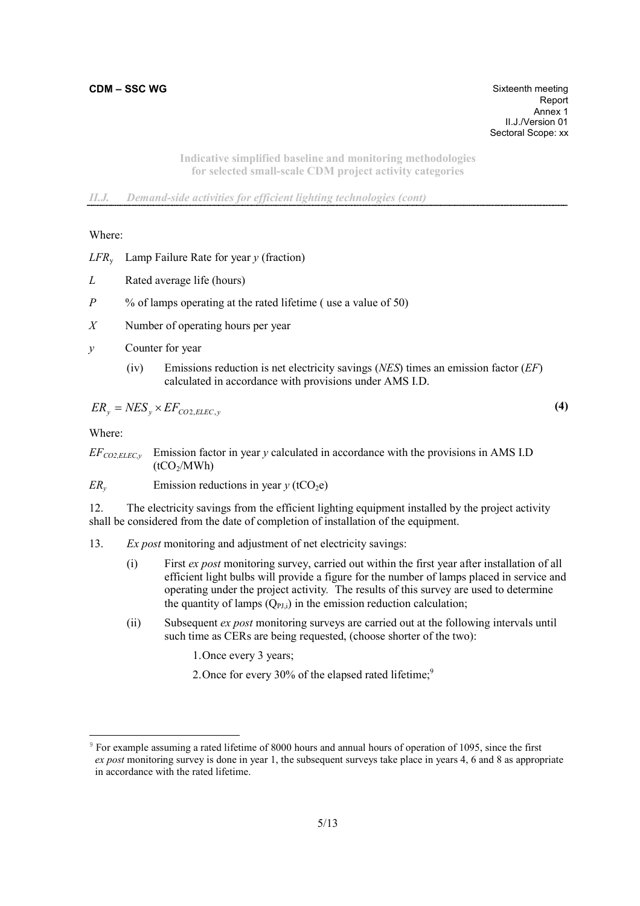Where:

$LFR_y$ Lamp Failure Rate for year $y$ (fraction)

$L$ Rated average life (hours)

$P$ % of lamps operating at the rated lifetime ( use a value of 50)

$X$ Number of operating hours per year

$y$ Counter for year

(iv) Emissions reduction is net electricity savings (*NES*) times an emission factor (*EF*) calculated in accordance with provisions under AMS I.D.

$$ER_y = NES_y \times EF_{CO2,ELEC,y} \quad \textbf{(4)}$$

Where:

$EF_{CO2,ELEC,y}$ Emission factor in year $y$ calculated in accordance with the provisions in AMS I.D ($tCO_2$/MWh)

$ER_y$ Emission reductions in year $y$ ($tCO_2e$)

12. The electricity savings from the efficient lighting equipment installed by the project activity shall be considered from the date of completion of installation of the equipment.

13. *Ex post* monitoring and adjustment of net electricity savings:

(i) First *ex post* monitoring survey, carried out within the first year after installation of all efficient light bulbs will provide a figure for the number of lamps placed in service and operating under the project activity. The results of this survey are used to determine the quantity of lamps ($Q_{PJ,i}$) in the emission reduction calculation;

(ii) Subsequent *ex post* monitoring surveys are carried out at the following intervals until such time as CERs are being requested, (choose shorter of the two):

1. Once every 3 years;
2. Once for every 30% of the elapsed rated lifetime;[9]

[9] For example assuming a rated lifetime of 8000 hours and annual hours of operation of 1095, since the first *ex post* monitoring survey is done in year 1, the subsequent surveys take place in years 4, 6 and 8 as appropriate in accordance with the rated lifetime.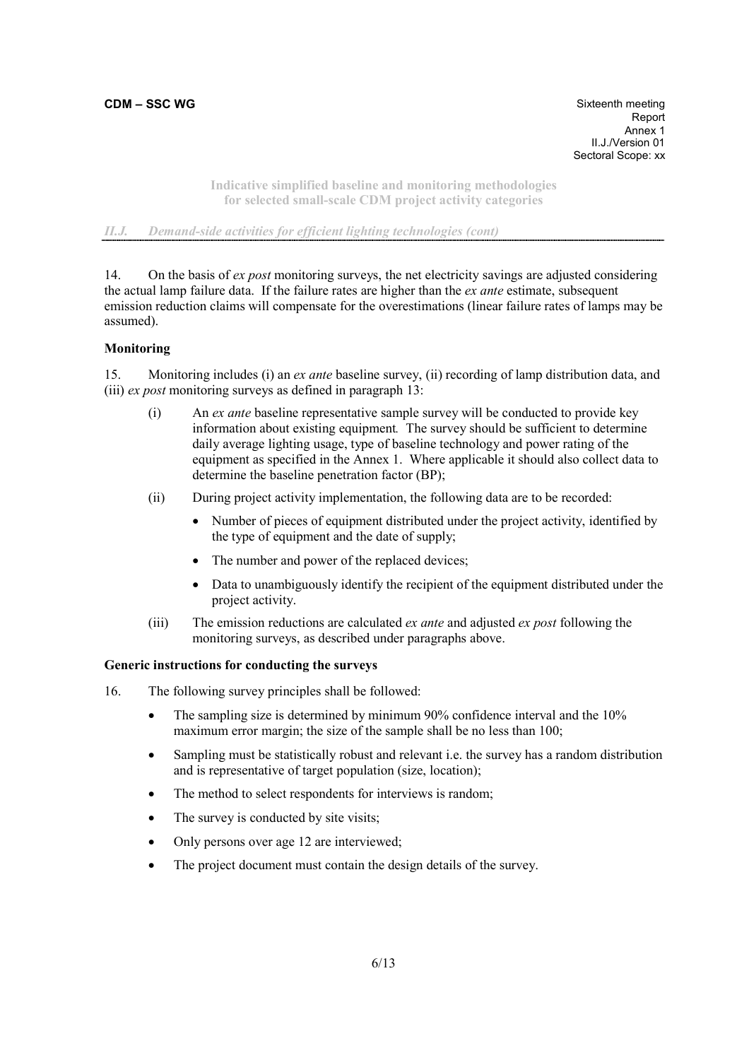**Indicative simplified baseline and monitoring methodologies for selected small-scale CDM project activity categories**

*II.J. Demand-side activities for efficient lighting technologies (cont)*

14. On the basis of *ex post* monitoring surveys, the net electricity savings are adjusted considering the actual lamp failure data. If the failure rates are higher than the *ex ante* estimate, subsequent emission reduction claims will compensate for the overestimations (linear failure rates of lamps may be assumed).

**Monitoring**

15. Monitoring includes (i) an *ex ante* baseline survey, (ii) recording of lamp distribution data, and (iii) *ex post* monitoring surveys as defined in paragraph 13:

(i) An *ex ante* baseline representative sample survey will be conducted to provide key information about existing equipment. The survey should be sufficient to determine daily average lighting usage, type of baseline technology and power rating of the equipment as specified in the Annex 1. Where applicable it should also collect data to determine the baseline penetration factor (BP);

(ii) During project activity implementation, the following data are to be recorded:

- Number of pieces of equipment distributed under the project activity, identified by the type of equipment and the date of supply;
- The number and power of the replaced devices;
- Data to unambiguously identify the recipient of the equipment distributed under the project activity.

(iii) The emission reductions are calculated *ex ante* and adjusted *ex post* following the monitoring surveys, as described under paragraphs above.

**Generic instructions for conducting the surveys**

16. The following survey principles shall be followed:

- The sampling size is determined by minimum 90% confidence interval and the 10% maximum error margin; the size of the sample shall be no less than 100;
- Sampling must be statistically robust and relevant i.e. the survey has a random distribution and is representative of target population (size, location);
- The method to select respondents for interviews is random;
- The survey is conducted by site visits;
- Only persons over age 12 are interviewed;
- The project document must contain the design details of the survey.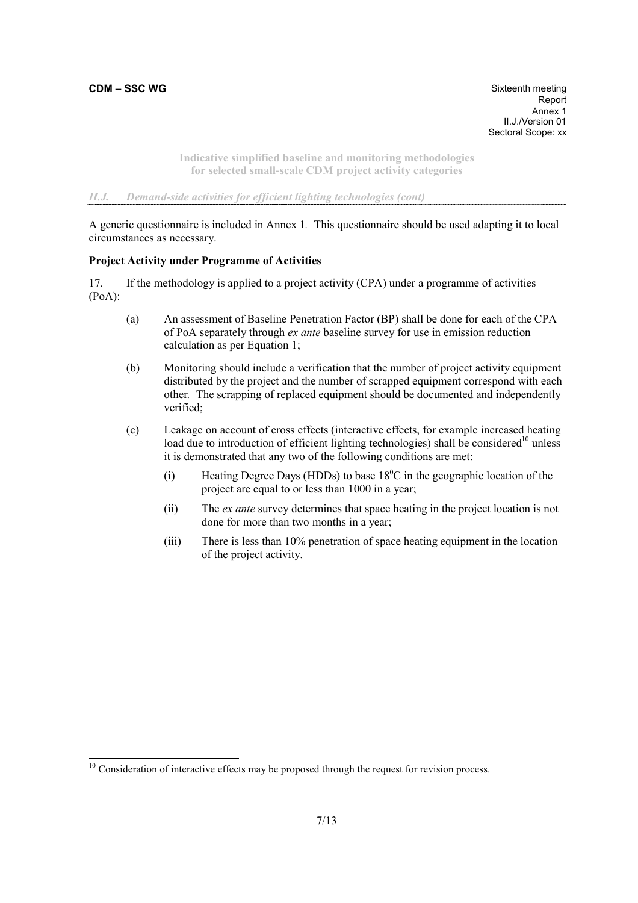*II.J. Demand-side activities for efficient lighting technologies (cont)*

A generic questionnaire is included in Annex 1. This questionnaire should be used adapting it to local circumstances as necessary.

**Project Activity under Programme of Activities**

17. If the methodology is applied to a project activity (CPA) under a programme of activities (PoA):

(a) An assessment of Baseline Penetration Factor (BP) shall be done for each of the CPA of PoA separately through *ex ante* baseline survey for use in emission reduction calculation as per Equation 1;

(b) Monitoring should include a verification that the number of project activity equipment distributed by the project and the number of scrapped equipment correspond with each other. The scrapping of replaced equipment should be documented and independently verified;

(c) Leakage on account of cross effects (interactive effects, for example increased heating load due to introduction of efficient lighting technologies) shall be considered[10] unless it is demonstrated that any two of the following conditions are met:

(i) Heating Degree Days (HDDs) to base $18^0$C in the geographic location of the project are equal to or less than 1000 in a year;

(ii) The *ex ante* survey determines that space heating in the project location is not done for more than two months in a year;

(iii) There is less than 10% penetration of space heating equipment in the location of the project activity.

[10] Consideration of interactive effects may be proposed through the request for revision process.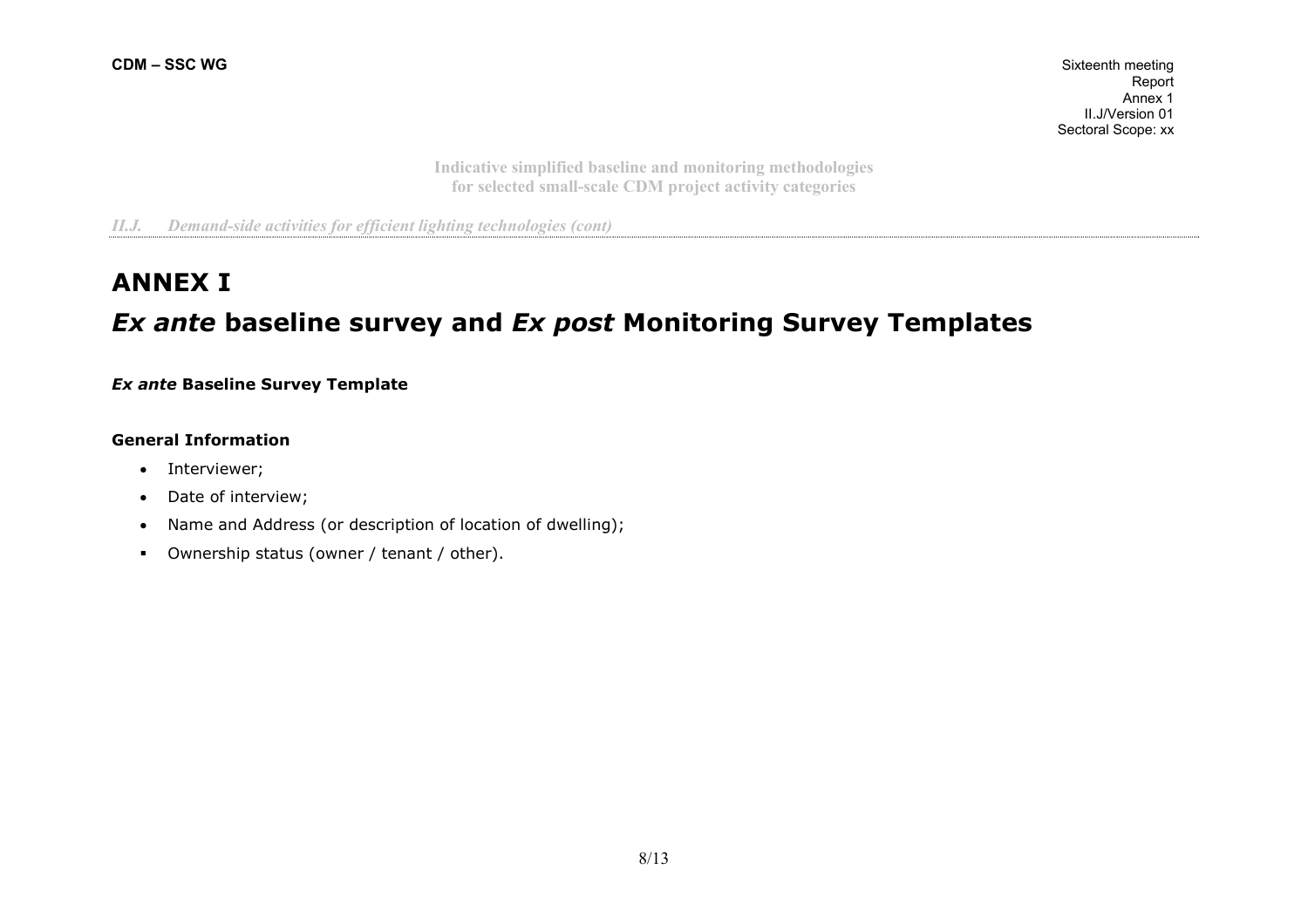# ANNEX I

## *Ex ante* baseline survey and *Ex post* Monitoring Survey Templates

***Ex ante* Baseline Survey Template**

**General Information**

- Interviewer;
- Date of interview;
- Name and Address (or description of location of dwelling);
- Ownership status (owner / tenant / other).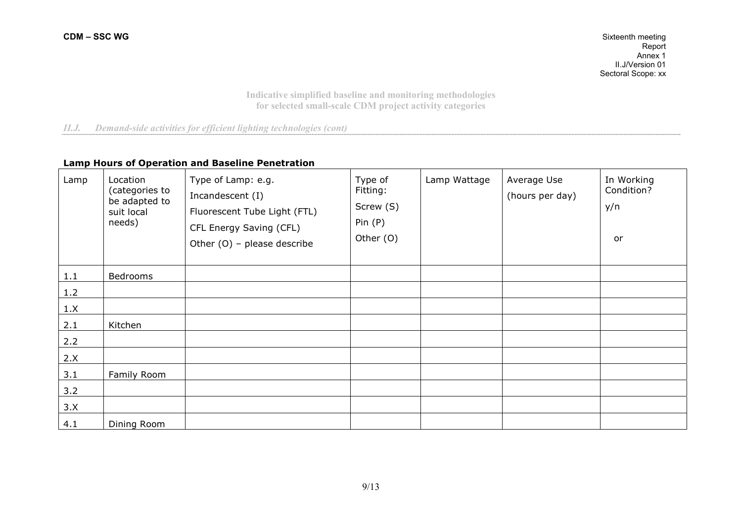*II.J. Demand-side activities for efficient lighting technologies (cont)*

**Lamp Hours of Operation and Baseline Penetration**

| Lamp | Location (categories to be adapted to suit local needs) | Type of Lamp: e.g. Incandescent (I) Fluorescent Tube Light (FTL) CFL Energy Saving (CFL) Other (O) – please describe | Type of Fitting: Screw (S) Pin (P) Other (O) | Lamp Wattage | Average Use (hours per day) | In Working Condition? y/n or |
|---|---|---|---|---|---|---|
| 1.1 | Bedrooms | | | | | |
| 1.2 | | | | | | |
| 1.X | | | | | | |
| 2.1 | Kitchen | | | | | |
| 2.2 | | | | | | |
| 2.X | | | | | | |
| 3.1 | Family Room | | | | | |
| 3.2 | | | | | | |
| 3.X | | | | | | |
| 4.1 | Dining Room | | | | | |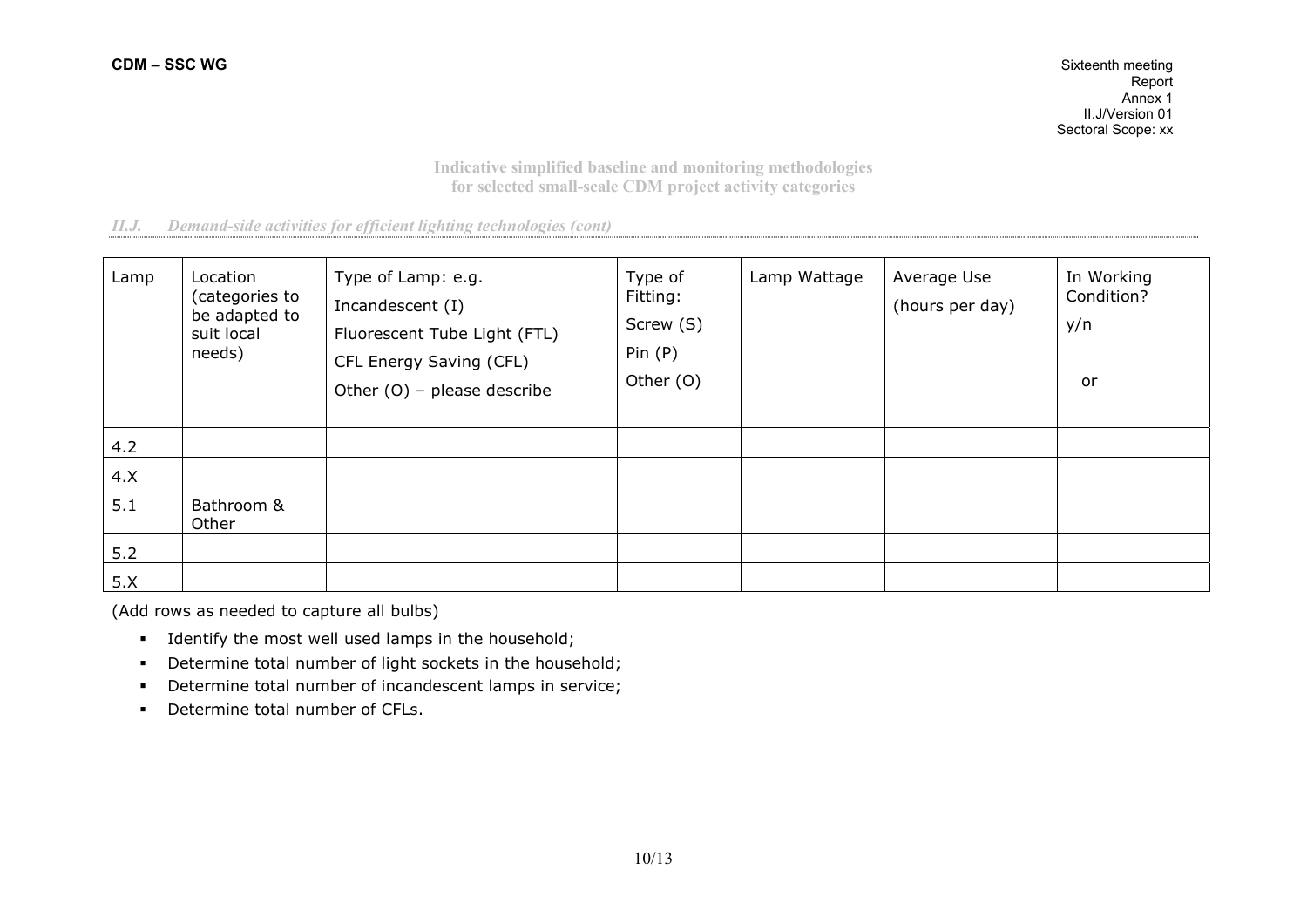**Indicative simplified baseline and monitoring methodologies for selected small-scale CDM project activity categories**

*II.J. Demand-side activities for efficient lighting technologies (cont)*

| Lamp | Location (categories to be adapted to suit local needs) | Type of Lamp: e.g.<br>Incandescent (I)<br>Fluorescent Tube Light (FTL)<br>CFL Energy Saving (CFL)<br>Other (O) – please describe | Type of Fitting:<br>Screw (S)<br>Pin (P)<br>Other (O) | Lamp Wattage | Average Use<br>(hours per day) | In Working Condition?<br>y/n<br>or |
|---|---|---|---|---|---|---|
| 4.2 | | | | | | |
| 4.X | | | | | | |
| 5.1 | Bathroom & Other | | | | | |
| 5.2 | | | | | | |
| 5.X | | | | | | |

(Add rows as needed to capture all bulbs)

- Identify the most well used lamps in the household;
- Determine total number of light sockets in the household;
- Determine total number of incandescent lamps in service;
- Determine total number of CFLs.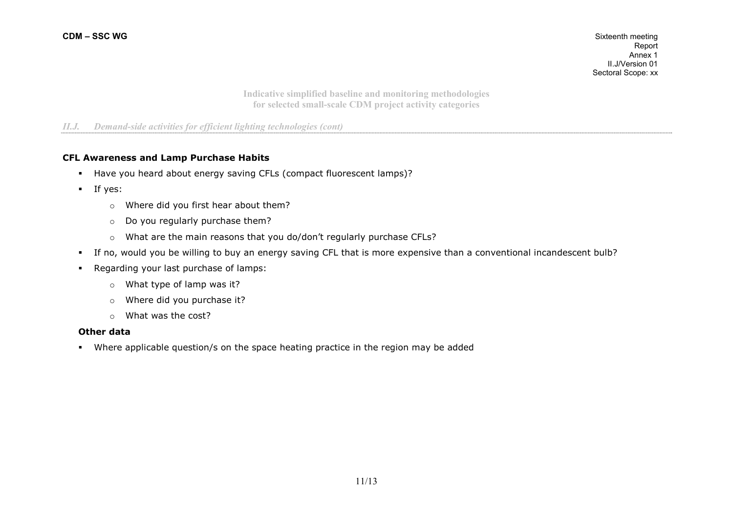### CFL Awareness and Lamp Purchase Habits

- Have you heard about energy saving CFLs (compact fluorescent lamps)?
- If yes:
  - Where did you first hear about them?
  - Do you regularly purchase them?
  - What are the main reasons that you do/don't regularly purchase CFLs?
- If no, would you be willing to buy an energy saving CFL that is more expensive than a conventional incandescent bulb?
- Regarding your last purchase of lamps:
  - What type of lamp was it?
  - Where did you purchase it?
  - What was the cost?

### Other data

- Where applicable question/s on the space heating practice in the region may be added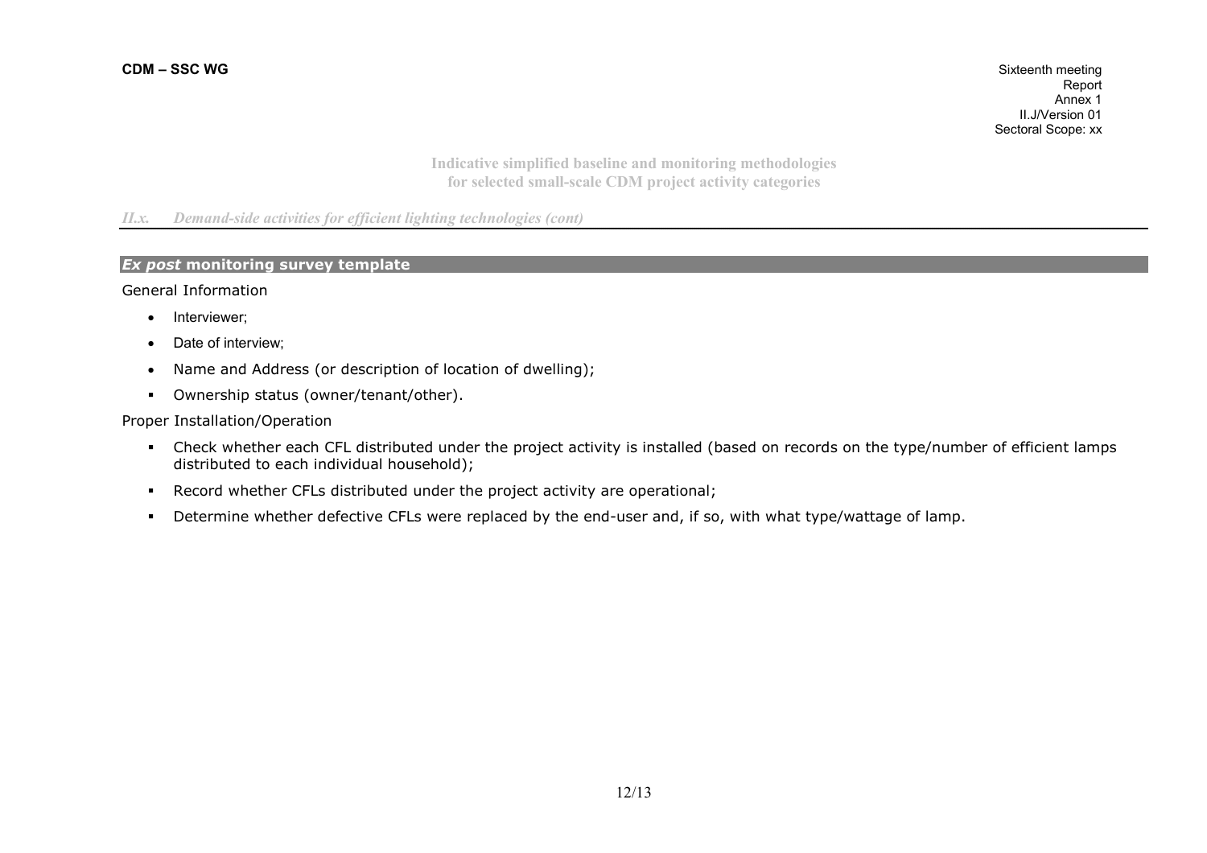*II.x. Demand-side activities for efficient lighting technologies (cont)*

### *Ex post* monitoring survey template

General Information

- Interviewer;
- Date of interview;
- Name and Address (or description of location of dwelling);
- Ownership status (owner/tenant/other).

Proper Installation/Operation

- Check whether each CFL distributed under the project activity is installed (based on records on the type/number of efficient lamps distributed to each individual household);
- Record whether CFLs distributed under the project activity are operational;
- Determine whether defective CFLs were replaced by the end-user and, if so, with what type/wattage of lamp.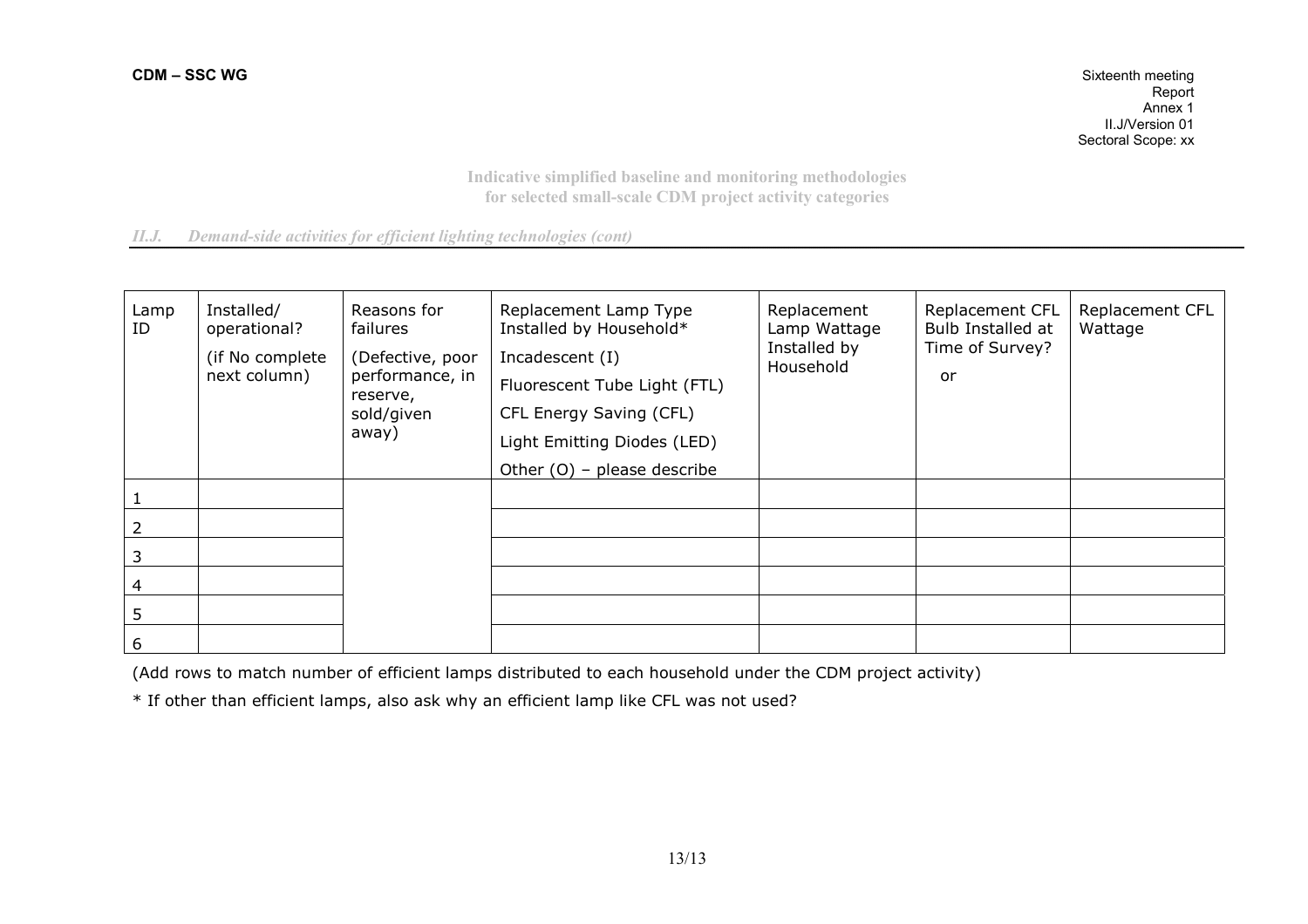## II.J. Demand-side activities for efficient lighting technologies (cont)

| Lamp ID | Installed/ operational? (if No complete next column) | Reasons for failures (Defective, poor performance, in reserve, sold/given away) | Replacement Lamp Type Installed by Household* Incadescent (I) Fluorescent Tube Light (FTL) CFL Energy Saving (CFL) Light Emitting Diodes (LED) Other (O) – please describe | Replacement Lamp Wattage Installed by Household | Replacement CFL Bulb Installed at Time of Survey? or | Replacement CFL Wattage |
|---|---|---|---|---|---|---|
| 1 | | | | | | |
| 2 | | | | | | |
| 3 | | | | | | |
| 4 | | | | | | |
| 5 | | | | | | |
| 6 | | | | | | |

(Add rows to match number of efficient lamps distributed to each household under the CDM project activity)

* If other than efficient lamps, also ask why an efficient lamp like CFL was not used?